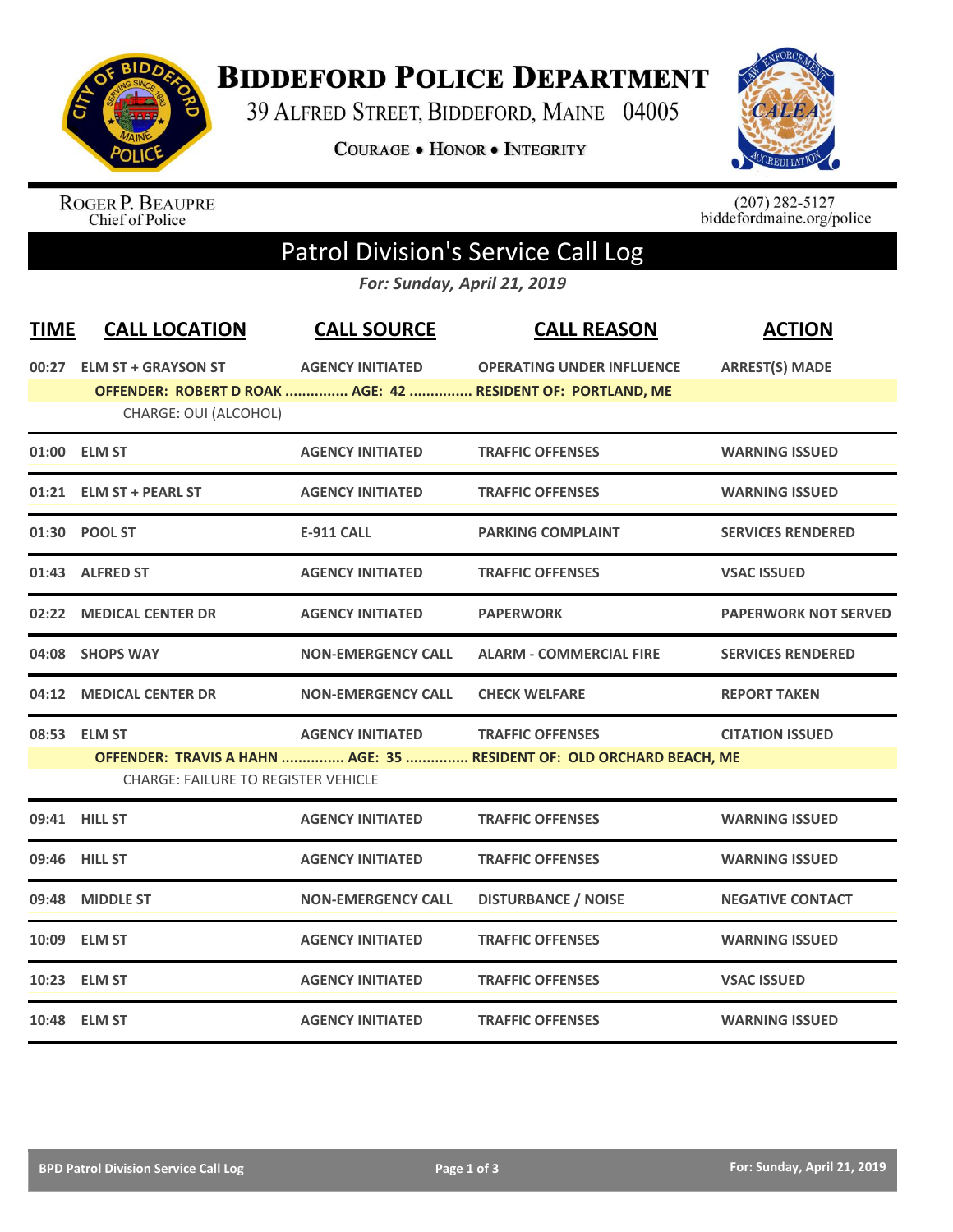# Biddeford Police Department

39 Alfred Street, Biddeford, Maine 04005

Courage • Honor • Integrity

Roger P. Beaupre
Chief of Police

(207) 282-5127
biddefordmaine.org/police

## Patrol Division's Service Call Log

*For: Sunday, April 21, 2019*

| TIME | CALL LOCATION | CALL SOURCE | CALL REASON | ACTION |
|---|---|---|---|---|
| 00:27 | ELM ST + GRAYSON ST | AGENCY INITIATED | OPERATING UNDER INFLUENCE | ARREST(S) MADE |
| | OFFENDER: ROBERT D ROAK ............... AGE: 42 ............... RESIDENT OF: PORTLAND, ME | | | |
| | CHARGE: OUI (ALCOHOL) | | | |
| 01:00 | ELM ST | AGENCY INITIATED | TRAFFIC OFFENSES | WARNING ISSUED |
| 01:21 | ELM ST + PEARL ST | AGENCY INITIATED | TRAFFIC OFFENSES | WARNING ISSUED |
| 01:30 | POOL ST | E-911 CALL | PARKING COMPLAINT | SERVICES RENDERED |
| 01:43 | ALFRED ST | AGENCY INITIATED | TRAFFIC OFFENSES | VSAC ISSUED |
| 02:22 | MEDICAL CENTER DR | AGENCY INITIATED | PAPERWORK | PAPERWORK NOT SERVED |
| 04:08 | SHOPS WAY | NON-EMERGENCY CALL | ALARM - COMMERCIAL FIRE | SERVICES RENDERED |
| 04:12 | MEDICAL CENTER DR | NON-EMERGENCY CALL | CHECK WELFARE | REPORT TAKEN |
| 08:53 | ELM ST | AGENCY INITIATED | TRAFFIC OFFENSES | CITATION ISSUED |
| | OFFENDER: TRAVIS A HAHN ............... AGE: 35 ............... RESIDENT OF: OLD ORCHARD BEACH, ME | | | |
| | CHARGE: FAILURE TO REGISTER VEHICLE | | | |
| 09:41 | HILL ST | AGENCY INITIATED | TRAFFIC OFFENSES | WARNING ISSUED |
| 09:46 | HILL ST | AGENCY INITIATED | TRAFFIC OFFENSES | WARNING ISSUED |
| 09:48 | MIDDLE ST | NON-EMERGENCY CALL | DISTURBANCE / NOISE | NEGATIVE CONTACT |
| 10:09 | ELM ST | AGENCY INITIATED | TRAFFIC OFFENSES | WARNING ISSUED |
| 10:23 | ELM ST | AGENCY INITIATED | TRAFFIC OFFENSES | VSAC ISSUED |
| 10:48 | ELM ST | AGENCY INITIATED | TRAFFIC OFFENSES | WARNING ISSUED |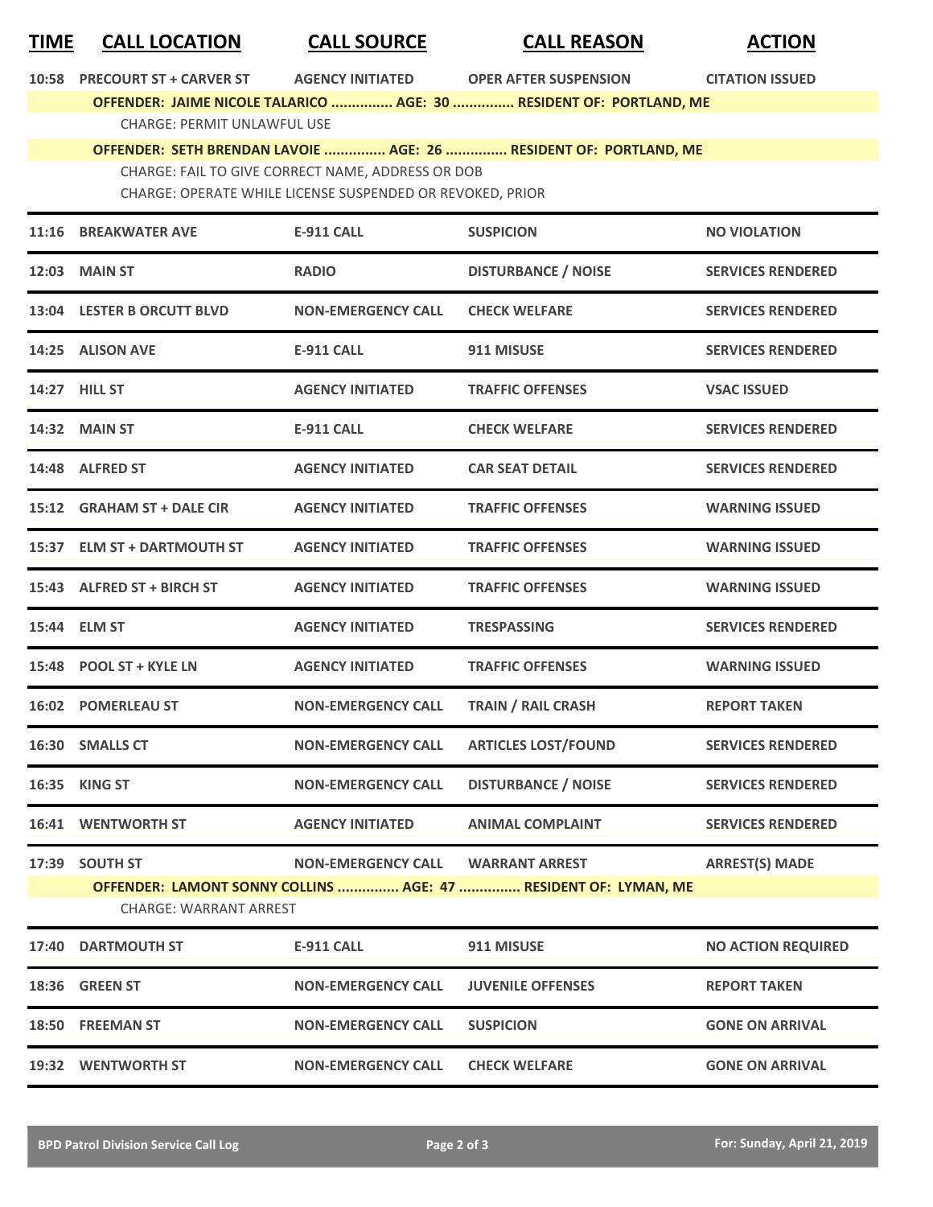| TIME | CALL LOCATION | CALL SOURCE | CALL REASON | ACTION |
|---|---|---|---|---|
| 10:58 | PRECOURT ST + CARVER ST | AGENCY INITIATED | OPER AFTER SUSPENSION | CITATION ISSUED |
| | OFFENDER: JAIME NICOLE TALARICO ............... AGE: 30 ............... RESIDENT OF: PORTLAND, ME | | | |
| | CHARGE: PERMIT UNLAWFUL USE | | | |
| | OFFENDER: SETH BRENDAN LAVOIE ............... AGE: 26 ............... RESIDENT OF: PORTLAND, ME | | | |
| | CHARGE: FAIL TO GIVE CORRECT NAME, ADDRESS OR DOB | | | |
| | CHARGE: OPERATE WHILE LICENSE SUSPENDED OR REVOKED, PRIOR | | | |
| 11:16 | BREAKWATER AVE | E-911 CALL | SUSPICION | NO VIOLATION |
| 12:03 | MAIN ST | RADIO | DISTURBANCE / NOISE | SERVICES RENDERED |
| 13:04 | LESTER B ORCUTT BLVD | NON-EMERGENCY CALL | CHECK WELFARE | SERVICES RENDERED |
| 14:25 | ALISON AVE | E-911 CALL | 911 MISUSE | SERVICES RENDERED |
| 14:27 | HILL ST | AGENCY INITIATED | TRAFFIC OFFENSES | VSAC ISSUED |
| 14:32 | MAIN ST | E-911 CALL | CHECK WELFARE | SERVICES RENDERED |
| 14:48 | ALFRED ST | AGENCY INITIATED | CAR SEAT DETAIL | SERVICES RENDERED |
| 15:12 | GRAHAM ST + DALE CIR | AGENCY INITIATED | TRAFFIC OFFENSES | WARNING ISSUED |
| 15:37 | ELM ST + DARTMOUTH ST | AGENCY INITIATED | TRAFFIC OFFENSES | WARNING ISSUED |
| 15:43 | ALFRED ST + BIRCH ST | AGENCY INITIATED | TRAFFIC OFFENSES | WARNING ISSUED |
| 15:44 | ELM ST | AGENCY INITIATED | TRESPASSING | SERVICES RENDERED |
| 15:48 | POOL ST + KYLE LN | AGENCY INITIATED | TRAFFIC OFFENSES | WARNING ISSUED |
| 16:02 | POMERLEAU ST | NON-EMERGENCY CALL | TRAIN / RAIL CRASH | REPORT TAKEN |
| 16:30 | SMALLS CT | NON-EMERGENCY CALL | ARTICLES LOST/FOUND | SERVICES RENDERED |
| 16:35 | KING ST | NON-EMERGENCY CALL | DISTURBANCE / NOISE | SERVICES RENDERED |
| 16:41 | WENTWORTH ST | AGENCY INITIATED | ANIMAL COMPLAINT | SERVICES RENDERED |
| 17:39 | SOUTH ST | NON-EMERGENCY CALL | WARRANT ARREST | ARREST(S) MADE |
| | OFFENDER: LAMONT SONNY COLLINS ............... AGE: 47 ............... RESIDENT OF: LYMAN, ME | | | |
| | CHARGE: WARRANT ARREST | | | |
| 17:40 | DARTMOUTH ST | E-911 CALL | 911 MISUSE | NO ACTION REQUIRED |
| 18:36 | GREEN ST | NON-EMERGENCY CALL | JUVENILE OFFENSES | REPORT TAKEN |
| 18:50 | FREEMAN ST | NON-EMERGENCY CALL | SUSPICION | GONE ON ARRIVAL |
| 19:32 | WENTWORTH ST | NON-EMERGENCY CALL | CHECK WELFARE | GONE ON ARRIVAL |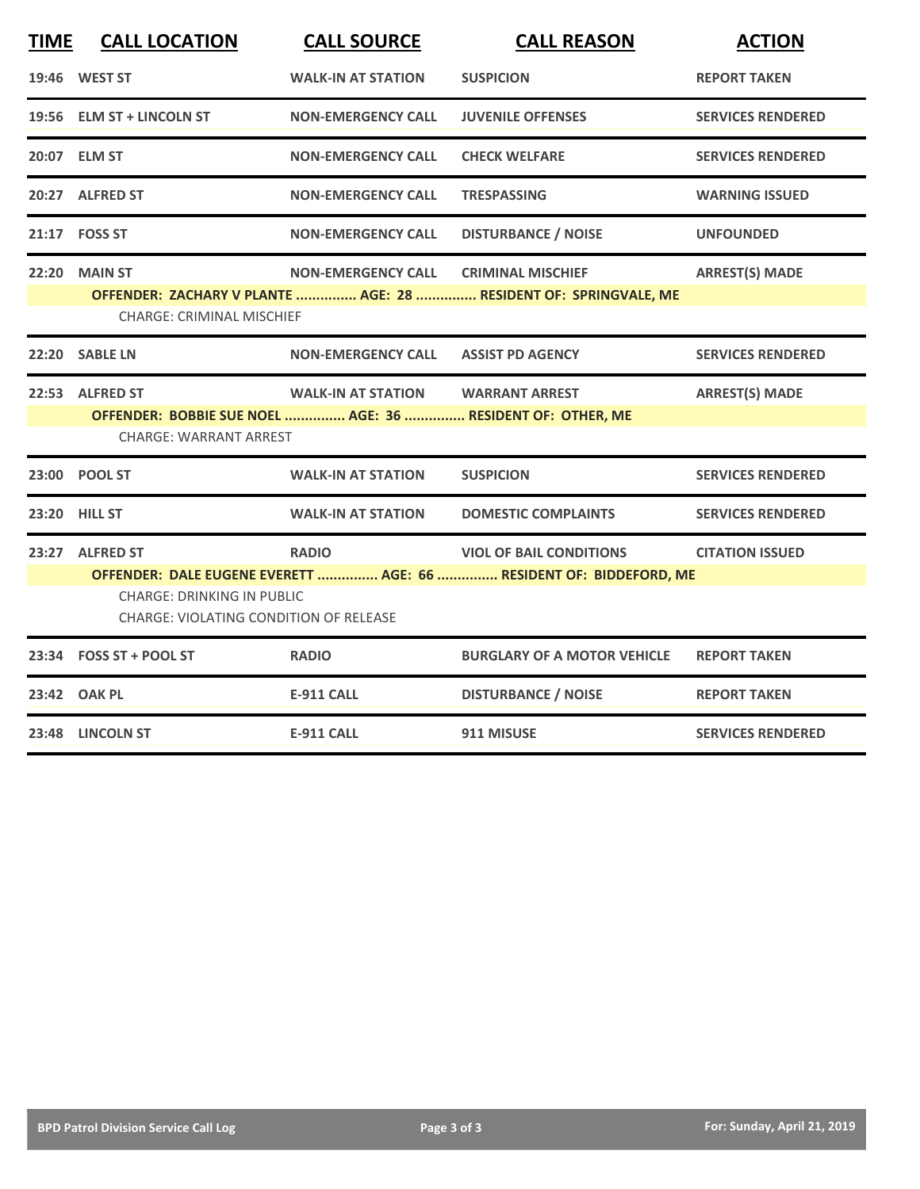| TIME | CALL LOCATION | CALL SOURCE | CALL REASON | ACTION |
|---|---|---|---|---|
| 19:46 | WEST ST | WALK-IN AT STATION | SUSPICION | REPORT TAKEN |
| 19:56 | ELM ST + LINCOLN ST | NON-EMERGENCY CALL | JUVENILE OFFENSES | SERVICES RENDERED |
| 20:07 | ELM ST | NON-EMERGENCY CALL | CHECK WELFARE | SERVICES RENDERED |
| 20:27 | ALFRED ST | NON-EMERGENCY CALL | TRESPASSING | WARNING ISSUED |
| 21:17 | FOSS ST | NON-EMERGENCY CALL | DISTURBANCE / NOISE | UNFOUNDED |
| 22:20 | MAIN ST | NON-EMERGENCY CALL | CRIMINAL MISCHIEF | ARREST(S) MADE |
| | OFFENDER: ZACHARY V PLANTE ............... AGE: 28 ............... RESIDENT OF: SPRINGVALE, ME<br>CHARGE: CRIMINAL MISCHIEF | | | |
| 22:20 | SABLE LN | NON-EMERGENCY CALL | ASSIST PD AGENCY | SERVICES RENDERED |
| 22:53 | ALFRED ST | WALK-IN AT STATION | WARRANT ARREST | ARREST(S) MADE |
| | OFFENDER: BOBBIE SUE NOEL ............... AGE: 36 ............... RESIDENT OF: OTHER, ME<br>CHARGE: WARRANT ARREST | | | |
| 23:00 | POOL ST | WALK-IN AT STATION | SUSPICION | SERVICES RENDERED |
| 23:20 | HILL ST | WALK-IN AT STATION | DOMESTIC COMPLAINTS | SERVICES RENDERED |
| 23:27 | ALFRED ST | RADIO | VIOL OF BAIL CONDITIONS | CITATION ISSUED |
| | OFFENDER: DALE EUGENE EVERETT ............... AGE: 66 ............... RESIDENT OF: BIDDEFORD, ME<br>CHARGE: DRINKING IN PUBLIC<br>CHARGE: VIOLATING CONDITION OF RELEASE | | | |
| 23:34 | FOSS ST + POOL ST | RADIO | BURGLARY OF A MOTOR VEHICLE | REPORT TAKEN |
| 23:42 | OAK PL | E-911 CALL | DISTURBANCE / NOISE | REPORT TAKEN |
| 23:48 | LINCOLN ST | E-911 CALL | 911 MISUSE | SERVICES RENDERED |

BPD Patrol Division Service Call Log

For: Sunday, April 21, 2019